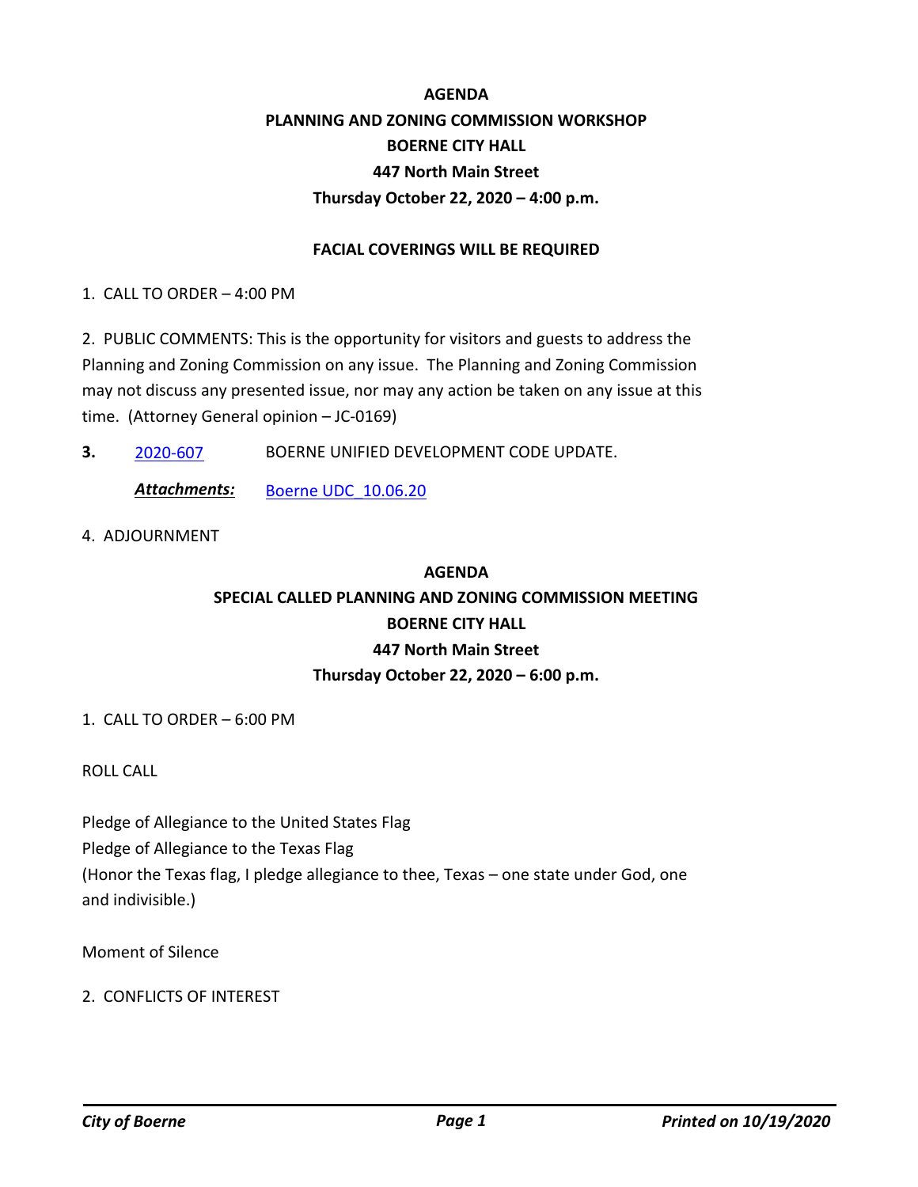**AGENDA**

**PLANNING AND ZONING COMMISSION WORKSHOP**

**BOERNE CITY HALL**

**447 North Main Street**

**Thursday October 22, 2020 – 4:00 p.m.**

**FACIAL COVERINGS WILL BE REQUIRED**

1. CALL TO ORDER – 4:00 PM

2. PUBLIC COMMENTS: This is the opportunity for visitors and guests to address the Planning and Zoning Commission on any issue. The Planning and Zoning Commission may not discuss any presented issue, nor may any action be taken on any issue at this time. (Attorney General opinion – JC-0169)

**3.** 2020-607 BOERNE UNIFIED DEVELOPMENT CODE UPDATE.

***Attachments:*** Boerne UDC_10.06.20

4. ADJOURNMENT

**AGENDA**

**SPECIAL CALLED PLANNING AND ZONING COMMISSION MEETING**

**BOERNE CITY HALL**

**447 North Main Street**

**Thursday October 22, 2020 – 6:00 p.m.**

1. CALL TO ORDER – 6:00 PM

ROLL CALL

Pledge of Allegiance to the United States Flag
Pledge of Allegiance to the Texas Flag
(Honor the Texas flag, I pledge allegiance to thee, Texas – one state under God, one and indivisible.)

Moment of Silence

2. CONFLICTS OF INTEREST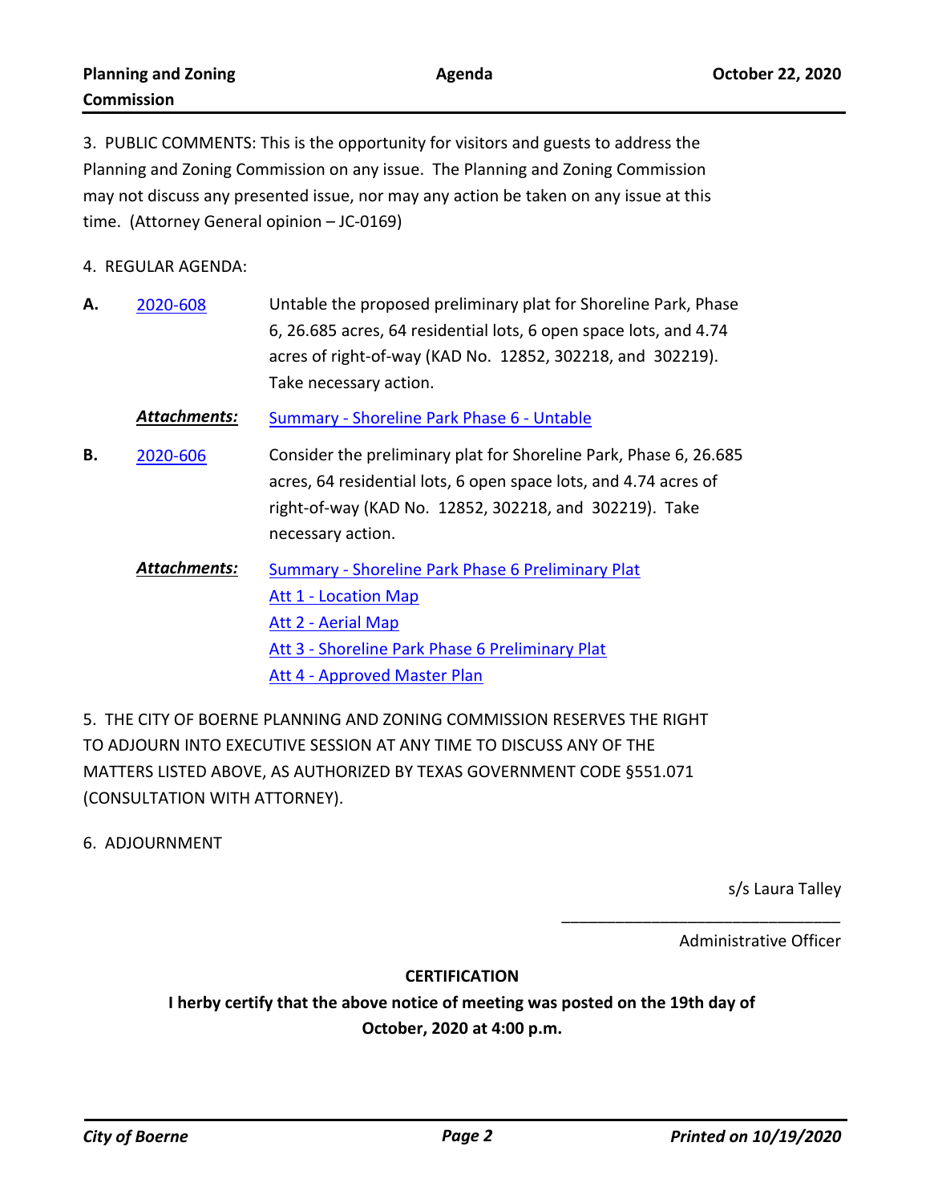3. PUBLIC COMMENTS: This is the opportunity for visitors and guests to address the Planning and Zoning Commission on any issue. The Planning and Zoning Commission may not discuss any presented issue, nor may any action be taken on any issue at this time. (Attorney General opinion – JC-0169)

4. REGULAR AGENDA:

**A.** [2020-608] Untable the proposed preliminary plat for Shoreline Park, Phase 6, 26.685 acres, 64 residential lots, 6 open space lots, and 4.74 acres of right-of-way (KAD No. 12852, 302218, and 302219). Take necessary action.

***Attachments:*** Summary - Shoreline Park Phase 6 - Untable

**B.** [2020-606] Consider the preliminary plat for Shoreline Park, Phase 6, 26.685 acres, 64 residential lots, 6 open space lots, and 4.74 acres of right-of-way (KAD No. 12852, 302218, and 302219). Take necessary action.

***Attachments:*** Summary - Shoreline Park Phase 6 Preliminary Plat
Att 1 - Location Map
Att 2 - Aerial Map
Att 3 - Shoreline Park Phase 6 Preliminary Plat
Att 4 - Approved Master Plan

5. THE CITY OF BOERNE PLANNING AND ZONING COMMISSION RESERVES THE RIGHT TO ADJOURN INTO EXECUTIVE SESSION AT ANY TIME TO DISCUSS ANY OF THE MATTERS LISTED ABOVE, AS AUTHORIZED BY TEXAS GOVERNMENT CODE §551.071 (CONSULTATION WITH ATTORNEY).

6. ADJOURNMENT

s/s Laura Talley

_______________________________

Administrative Officer

**CERTIFICATION**

**I herby certify that the above notice of meeting was posted on the 19th day of October, 2020 at 4:00 p.m.**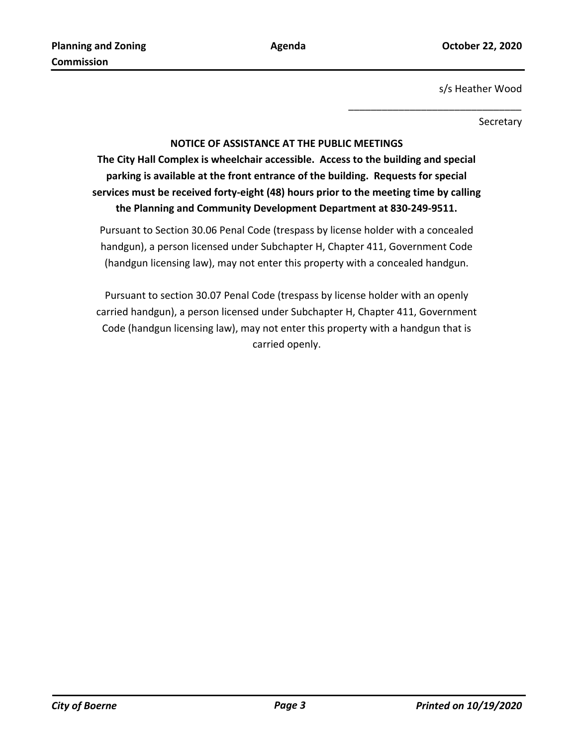s/s Heather Wood

_______________________________

Secretary

**NOTICE OF ASSISTANCE AT THE PUBLIC MEETINGS**

**The City Hall Complex is wheelchair accessible. Access to the building and special parking is available at the front entrance of the building. Requests for special services must be received forty-eight (48) hours prior to the meeting time by calling the Planning and Community Development Department at 830-249-9511.**

Pursuant to Section 30.06 Penal Code (trespass by license holder with a concealed handgun), a person licensed under Subchapter H, Chapter 411, Government Code (handgun licensing law), may not enter this property with a concealed handgun.

Pursuant to section 30.07 Penal Code (trespass by license holder with an openly carried handgun), a person licensed under Subchapter H, Chapter 411, Government Code (handgun licensing law), may not enter this property with a handgun that is carried openly.